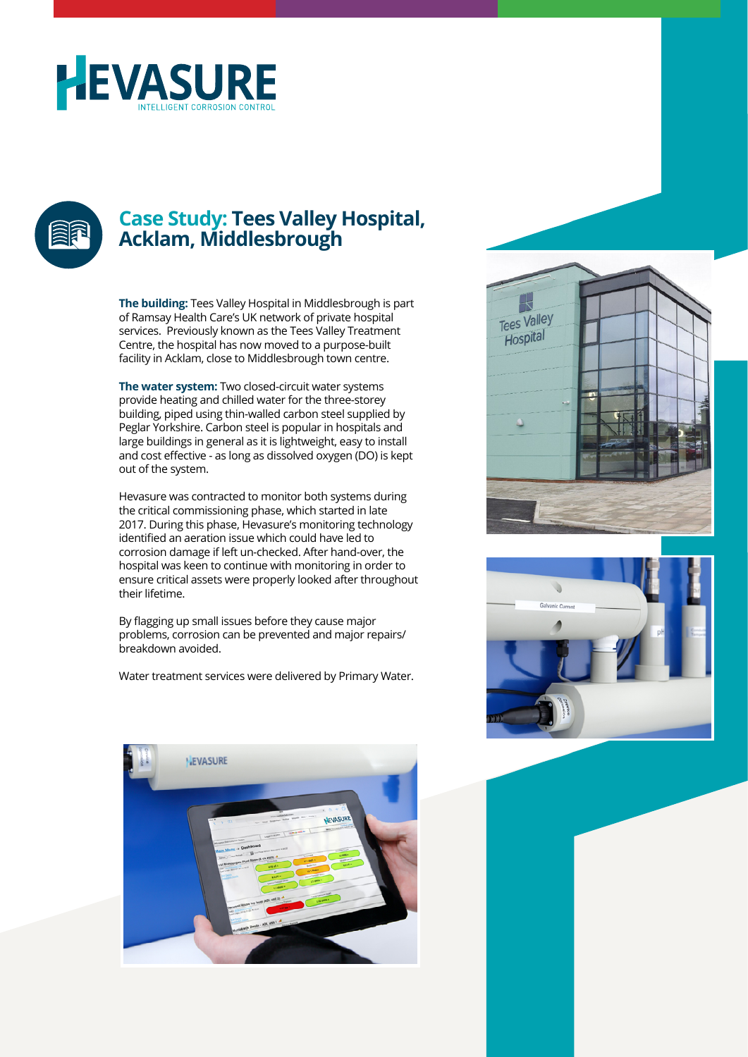# HEVASURE

INTELLIGENT CORROSION CONTROL

## Case Study: Tees Valley Hospital, Acklam, Middlesbrough

**The building:** Tees Valley Hospital in Middlesbrough is part of Ramsay Health Care's UK network of private hospital services. Previously known as the Tees Valley Treatment Centre, the hospital has now moved to a purpose-built facility in Acklam, close to Middlesbrough town centre.

**The water system:** Two closed-circuit water systems provide heating and chilled water for the three-storey building, piped using thin-walled carbon steel supplied by Peglar Yorkshire. Carbon steel is popular in hospitals and large buildings in general as it is lightweight, easy to install and cost effective - as long as dissolved oxygen (DO) is kept out of the system.

Hevasure was contracted to monitor both systems during the critical commissioning phase, which started in late 2017. During this phase, Hevasure's monitoring technology identified an aeration issue which could have led to corrosion damage if left un-checked. After hand-over, the hospital was keen to continue with monitoring in order to ensure critical assets were properly looked after throughout their lifetime.

By flagging up small issues before they cause major problems, corrosion can be prevented and major repairs/breakdown avoided.

Water treatment services were delivered by Primary Water.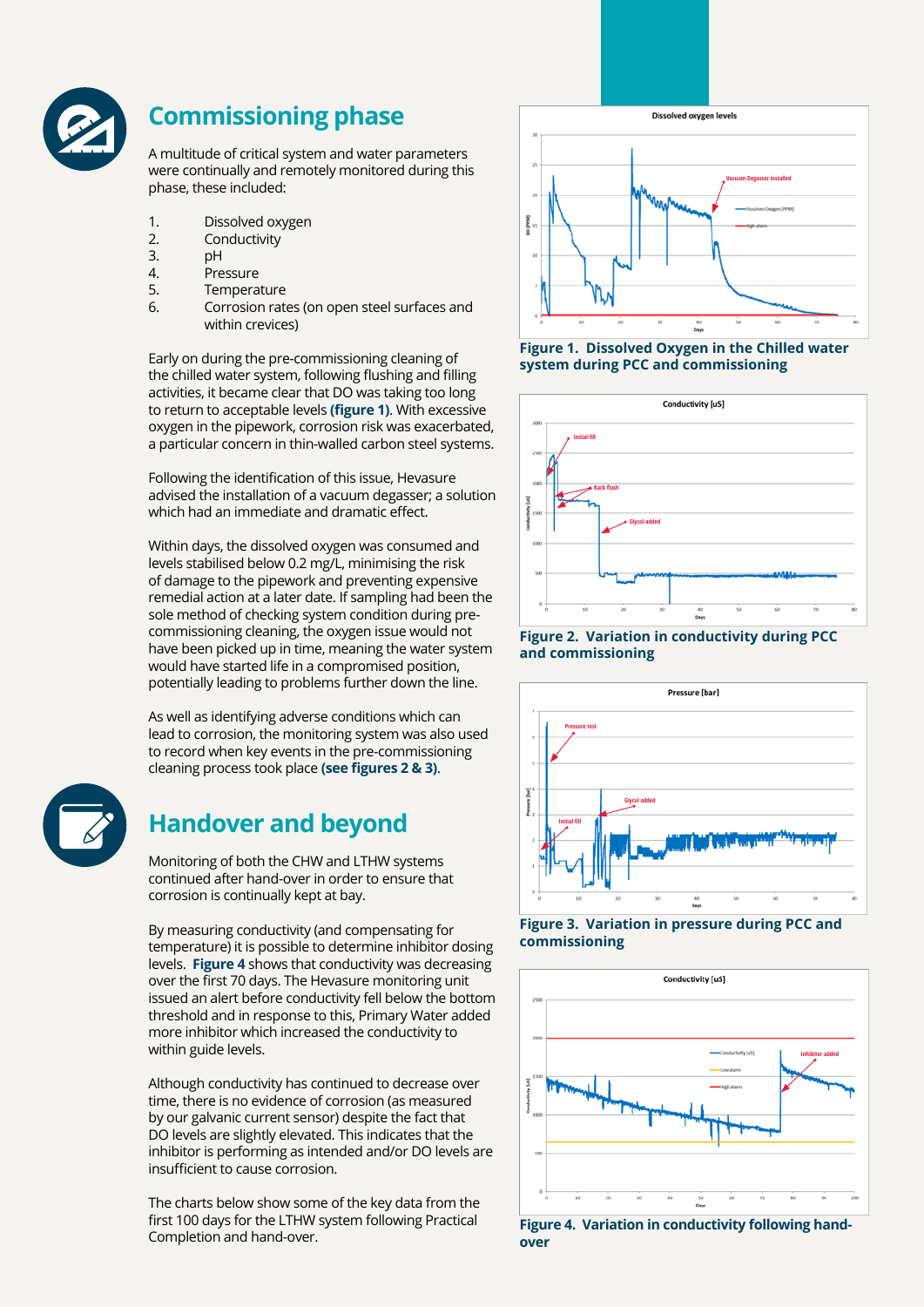## Commissioning phase

A multitude of critical system and water parameters were continually and remotely monitored during this phase, these included:

1. Dissolved oxygen
2. Conductivity
3. pH
4. Pressure
5. Temperature
6. Corrosion rates (on open steel surfaces and within crevices)

Early on during the pre-commissioning cleaning of the chilled water system, following flushing and filling activities, it became clear that DO was taking too long to return to acceptable levels **(figure 1)**. With excessive oxygen in the pipework, corrosion risk was exacerbated, a particular concern in thin-walled carbon steel systems.

Following the identification of this issue, Hevasure advised the installation of a vacuum degasser; a solution which had an immediate and dramatic effect.

Within days, the dissolved oxygen was consumed and levels stabilised below 0.2 mg/L, minimising the risk of damage to the pipework and preventing expensive remedial action at a later date. If sampling had been the sole method of checking system condition during pre-commissioning cleaning, the oxygen issue would not have been picked up in time, meaning the water system would have started life in a compromised position, potentially leading to problems further down the line.

As well as identifying adverse conditions which can lead to corrosion, the monitoring system was also used to record when key events in the pre-commissioning cleaning process took place **(see figures 2 & 3)**.

## Handover and beyond

Monitoring of both the CHW and LTHW systems continued after hand-over in order to ensure that corrosion is continually kept at bay.

By measuring conductivity (and compensating for temperature) it is possible to determine inhibitor dosing levels. **Figure 4** shows that conductivity was decreasing over the first 70 days. The Hevasure monitoring unit issued an alert before conductivity fell below the bottom threshold and in response to this, Primary Water added more inhibitor which increased the conductivity to within guide levels.

Although conductivity has continued to decrease over time, there is no evidence of corrosion (as measured by our galvanic current sensor) despite the fact that DO levels are slightly elevated. This indicates that the inhibitor is performing as intended and/or DO levels are insufficient to cause corrosion.

The charts below show some of the key data from the first 100 days for the LTHW system following Practical Completion and hand-over.

**Figure 1. Dissolved Oxygen in the Chilled water system during PCC and commissioning**

**Figure 2. Variation in conductivity during PCC and commissioning**

**Figure 3. Variation in pressure during PCC and commissioning**

**Figure 4. Variation in conductivity following hand-over**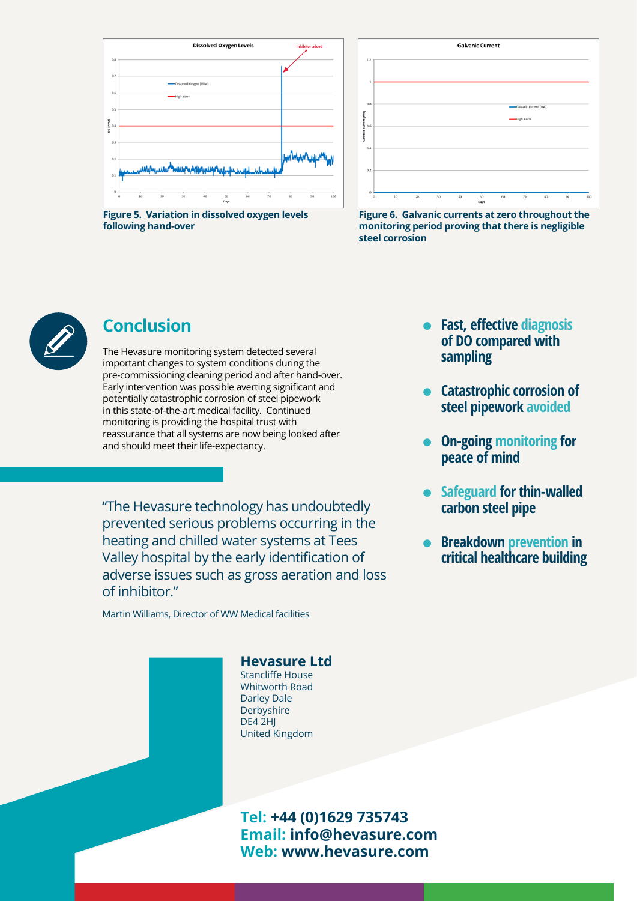Dissolved Oxygen Levels

Inhibitor added

0.8
0.7
0.6
0.5
0.4
0.3
0.2
0.1
0

DO (PPM)

Dissolved Oxygen (PPM)
High alarm

0 10 20 30 40 50 60 70 80 90 100

Days

Figure 5. Variation in dissolved oxygen levels following hand-over

Galvanic Current

1.2
1
0.8
0.6
0.4
0.2
0

Galvanic current (mA)

Galvanic Current (mA)
High alarm

0 10 20 30 40 50 60 70 80 90 100

Days

Figure 6. Galvanic currents at zero throughout the monitoring period proving that there is negligible steel corrosion

## Conclusion

The Hevasure monitoring system detected several important changes to system conditions during the pre-commissioning cleaning period and after hand-over. Early intervention was possible averting significant and potentially catastrophic corrosion of steel pipework in this state-of-the-art medical facility. Continued monitoring is providing the hospital trust with reassurance that all systems are now being looked after and should meet their life-expectancy.

- **Fast, effective diagnosis of DO compared with sampling**
- **Catastrophic corrosion of steel pipework avoided**
- **On-going monitoring for peace of mind**
- **Safeguard for thin-walled carbon steel pipe**
- **Breakdown prevention in critical healthcare building**

"The Hevasure technology has undoubtedly prevented serious problems occurring in the heating and chilled water systems at Tees Valley hospital by the early identification of adverse issues such as gross aeration and loss of inhibitor."

Martin Williams, Director of WW Medical facilities

### Hevasure Ltd

Stancliffe House
Whitworth Road
Darley Dale
Derbyshire
DE4 2HJ
United Kingdom

**Tel:** +44 (0)1629 735743
**Email:** info@hevasure.com
**Web:** www.hevasure.com